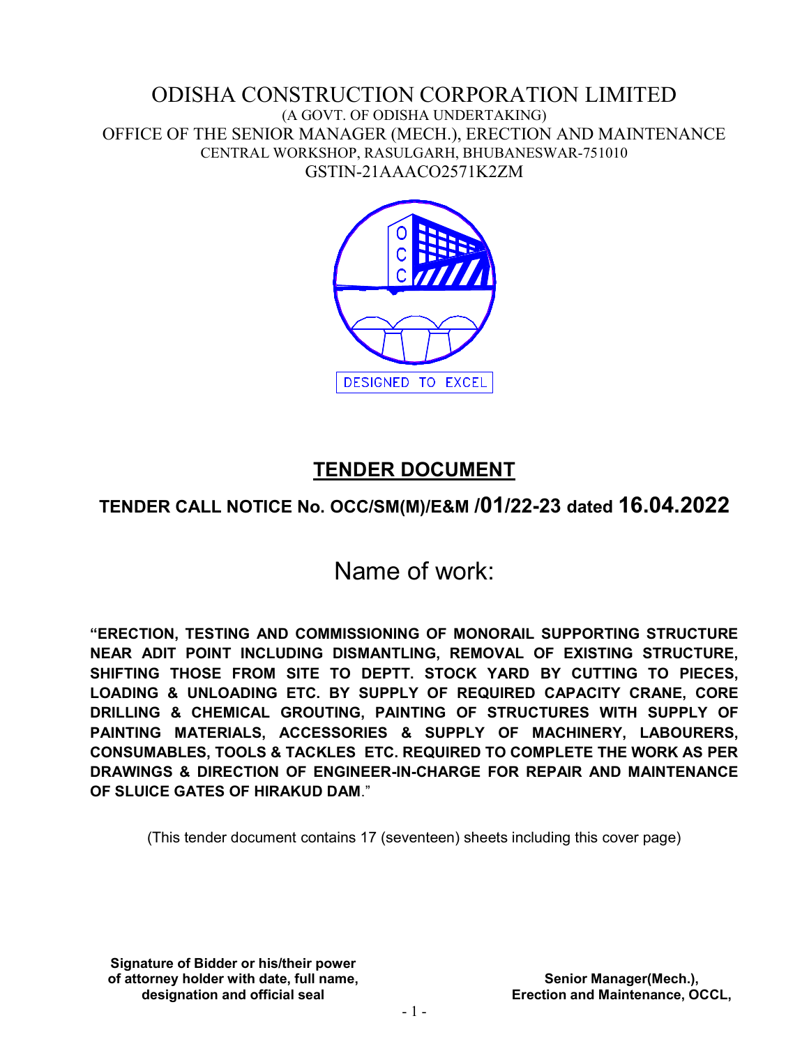# ODISHA CONSTRUCTION CORPORATION LIMITED

(A GOVT. OF ODISHA UNDERTAKING)

OFFICE OF THE SENIOR MANAGER (MECH.), ERECTION AND MAINTENANCE

CENTRAL WORKSHOP, RASULGARH, BHUBANESWAR-751010

GSTIN-21AAACO2571K2ZM

DESIGNED TO EXCEL

## TENDER DOCUMENT

### TENDER CALL NOTICE No. OCC/SM(M)/E&M /01/22-23 dated 16.04.2022

## Name of work:

**"ERECTION, TESTING AND COMMISSIONING OF MONORAIL SUPPORTING STRUCTURE NEAR ADIT POINT INCLUDING DISMANTLING, REMOVAL OF EXISTING STRUCTURE, SHIFTING THOSE FROM SITE TO DEPTT. STOCK YARD BY CUTTING TO PIECES, LOADING & UNLOADING ETC. BY SUPPLY OF REQUIRED CAPACITY CRANE, CORE DRILLING & CHEMICAL GROUTING, PAINTING OF STRUCTURES WITH SUPPLY OF PAINTING MATERIALS, ACCESSORIES & SUPPLY OF MACHINERY, LABOURERS, CONSUMABLES, TOOLS & TACKLES ETC. REQUIRED TO COMPLETE THE WORK AS PER DRAWINGS & DIRECTION OF ENGINEER-IN-CHARGE FOR REPAIR AND MAINTENANCE OF SLUICE GATES OF HIRAKUD DAM**."

(This tender document contains 17 (seventeen) sheets including this cover page)

**Signature of Bidder or his/their power of attorney holder with date, full name, designation and official seal**

**Senior Manager(Mech.), Erection and Maintenance, OCCL,**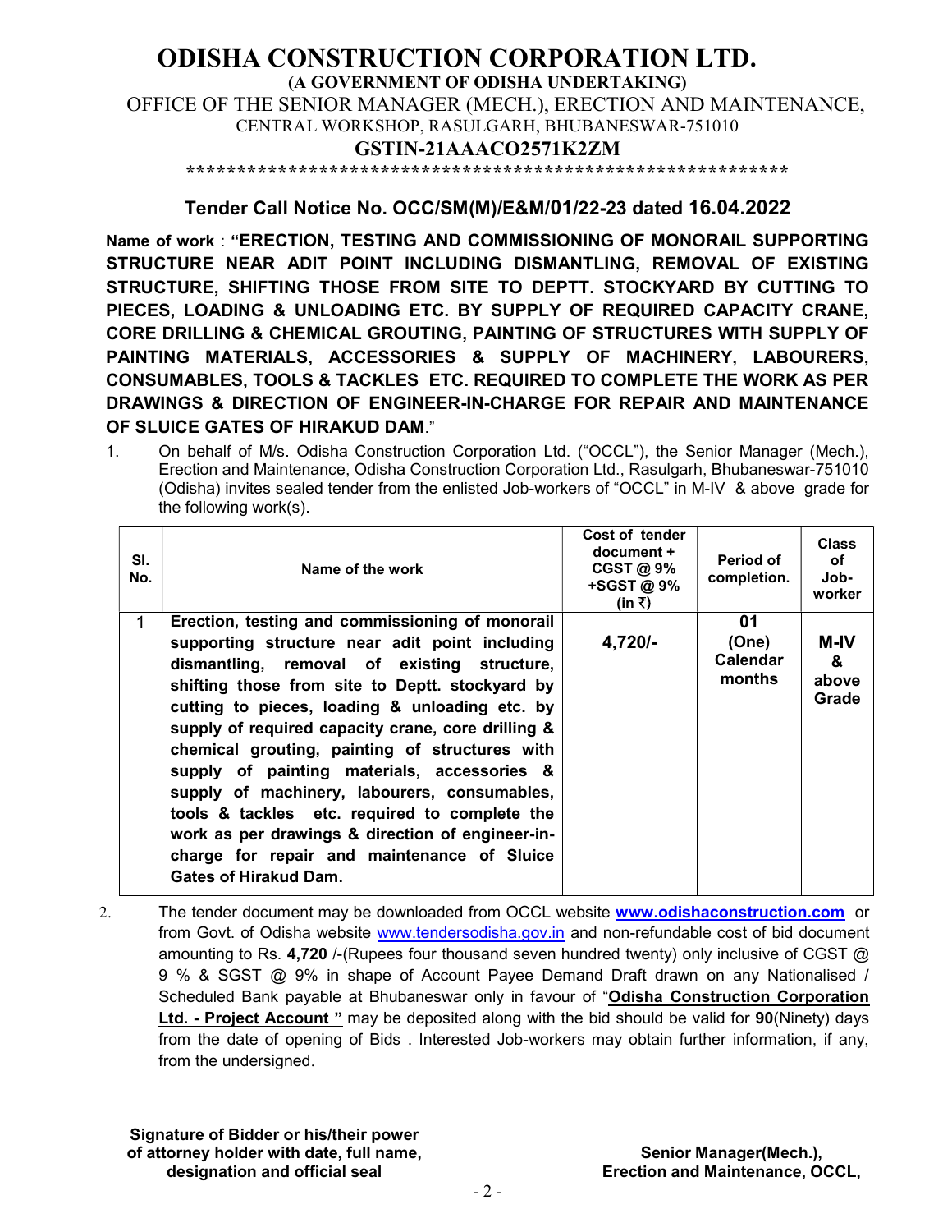# ODISHA CONSTRUCTION CORPORATION LTD.

**(A GOVERNMENT OF ODISHA UNDERTAKING)**

OFFICE OF THE SENIOR MANAGER (MECH.), ERECTION AND MAINTENANCE,
CENTRAL WORKSHOP, RASULGARH, BHUBANESWAR-751010

**GSTIN-21AAACO2571K2ZM**

\*\*\*\*\*\*\*\*\*\*\*\*\*\*\*\*\*\*\*\*\*\*\*\*\*\*\*\*\*\*\*\*\*\*\*\*\*\*\*\*\*\*\*\*\*\*\*\*\*\*\*\*\*\*\*\*\*\*\*\*

## Tender Call Notice No. OCC/SM(M)/E&M/01/22-23 dated 16.04.2022

**Name of work** : **"ERECTION, TESTING AND COMMISSIONING OF MONORAIL SUPPORTING STRUCTURE NEAR ADIT POINT INCLUDING DISMANTLING, REMOVAL OF EXISTING STRUCTURE, SHIFTING THOSE FROM SITE TO DEPTT. STOCKYARD BY CUTTING TO PIECES, LOADING & UNLOADING ETC. BY SUPPLY OF REQUIRED CAPACITY CRANE, CORE DRILLING & CHEMICAL GROUTING, PAINTING OF STRUCTURES WITH SUPPLY OF PAINTING MATERIALS, ACCESSORIES & SUPPLY OF MACHINERY, LABOURERS, CONSUMABLES, TOOLS & TACKLES ETC. REQUIRED TO COMPLETE THE WORK AS PER DRAWINGS & DIRECTION OF ENGINEER-IN-CHARGE FOR REPAIR AND MAINTENANCE OF SLUICE GATES OF HIRAKUD DAM**."

1. On behalf of M/s. Odisha Construction Corporation Ltd. ("OCCL"), the Senior Manager (Mech.), Erection and Maintenance, Odisha Construction Corporation Ltd., Rasulgarh, Bhubaneswar-751010 (Odisha) invites sealed tender from the enlisted Job-workers of "OCCL" in M-IV & above grade for the following work(s).

| Sl. No. | Name of the work | Cost of tender document + CGST @ 9% +SGST @ 9% (in ₹) | Period of completion. | Class of Job-worker |
|---|---|---|---|---|
| 1 | **Erection, testing and commissioning of monorail supporting structure near adit point including dismantling, removal of existing structure, shifting those from site to Deptt. stockyard by cutting to pieces, loading & unloading etc. by supply of required capacity crane, core drilling & chemical grouting, painting of structures with supply of painting materials, accessories & supply of machinery, labourers, consumables, tools & tackles etc. required to complete the work as per drawings & direction of engineer-in-charge for repair and maintenance of Sluice Gates of Hirakud Dam.** | **4,720/-** | **01 (One) Calendar months** | **M-IV & above Grade** |

2. The tender document may be downloaded from OCCL website **www.odishaconstruction.com** or from Govt. of Odisha website www.tendersodisha.gov.in and non-refundable cost of bid document amounting to Rs. **4,720** /-(Rupees four thousand seven hundred twenty) only inclusive of CGST @ 9 % & SGST @ 9% in shape of Account Payee Demand Draft drawn on any Nationalised / Scheduled Bank payable at Bhubaneswar only in favour of "**Odisha Construction Corporation Ltd. - Project Account "** may be deposited along with the bid should be valid for **90**(Ninety) days from the date of opening of Bids . Interested Job-workers may obtain further information, if any, from the undersigned.

**Signature of Bidder or his/their power of attorney holder with date, full name, designation and official seal**

**Senior Manager(Mech.),**
**Erection and Maintenance, OCCL,**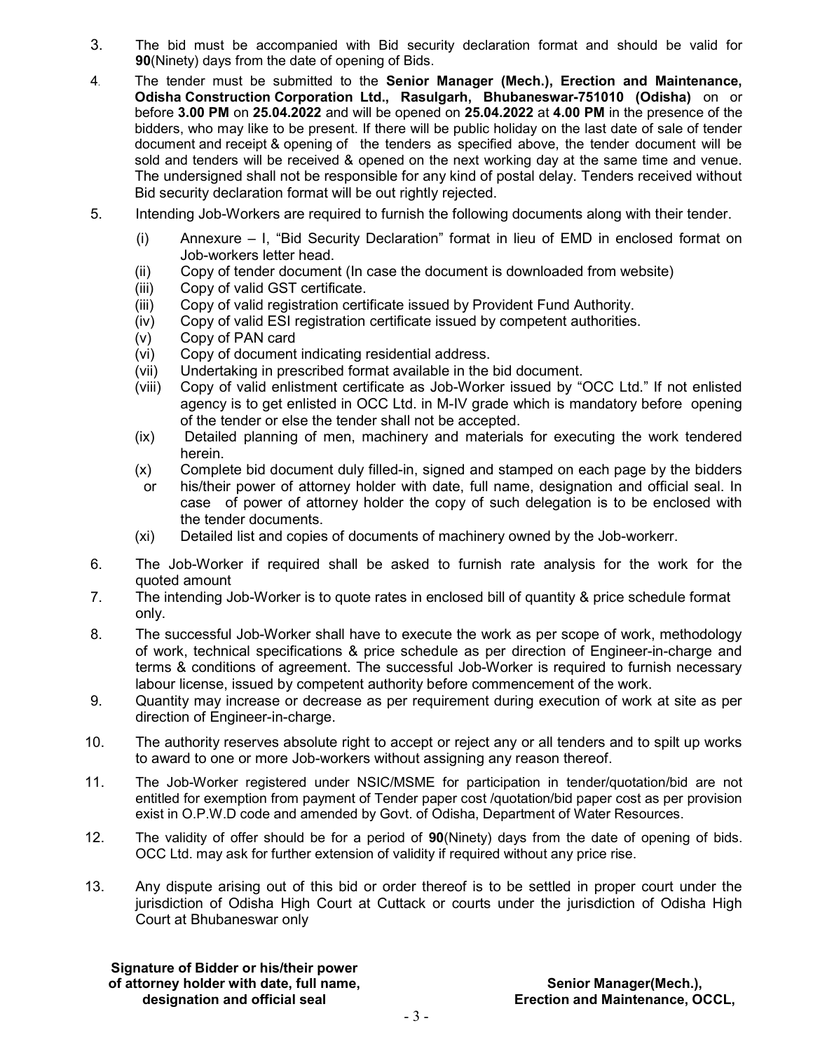3. The bid must be accompanied with Bid security declaration format and should be valid for **90**(Ninety) days from the date of opening of Bids.

4. The tender must be submitted to the **Senior Manager (Mech.), Erection and Maintenance, Odisha Construction Corporation Ltd., Rasulgarh, Bhubaneswar-751010 (Odisha)** on or before **3.00 PM** on **25.04.2022** and will be opened on **25.04.2022** at **4.00 PM** in the presence of the bidders, who may like to be present. If there will be public holiday on the last date of sale of tender document and receipt & opening of the tenders as specified above, the tender document will be sold and tenders will be received & opened on the next working day at the same time and venue. The undersigned shall not be responsible for any kind of postal delay. Tenders received without Bid security declaration format will be out rightly rejected.

5. Intending Job-Workers are required to furnish the following documents along with their tender.

   (i) Annexure – I, "Bid Security Declaration" format in lieu of EMD in enclosed format on Job-workers letter head.
   (ii) Copy of tender document (In case the document is downloaded from website)
   (iii) Copy of valid GST certificate.
   (iii) Copy of valid registration certificate issued by Provident Fund Authority.
   (iv) Copy of valid ESI registration certificate issued by competent authorities.
   (v) Copy of PAN card
   (vi) Copy of document indicating residential address.
   (vii) Undertaking in prescribed format available in the bid document.
   (viii) Copy of valid enlistment certificate as Job-Worker issued by "OCC Ltd." If not enlisted agency is to get enlisted in OCC Ltd. in M-IV grade which is mandatory before opening of the tender or else the tender shall not be accepted.
   (ix) Detailed planning of men, machinery and materials for executing the work tendered herein.
   (x) Complete bid document duly filled-in, signed and stamped on each page by the bidders or his/their power of attorney holder with date, full name, designation and official seal. In case of power of attorney holder the copy of such delegation is to be enclosed with the tender documents.
   (xi) Detailed list and copies of documents of machinery owned by the Job-workerr.

6. The Job-Worker if required shall be asked to furnish rate analysis for the work for the quoted amount

7. The intending Job-Worker is to quote rates in enclosed bill of quantity & price schedule format only.

8. The successful Job-Worker shall have to execute the work as per scope of work, methodology of work, technical specifications & price schedule as per direction of Engineer-in-charge and terms & conditions of agreement. The successful Job-Worker is required to furnish necessary labour license, issued by competent authority before commencement of the work.

9. Quantity may increase or decrease as per requirement during execution of work at site as per direction of Engineer-in-charge.

10. The authority reserves absolute right to accept or reject any or all tenders and to spilt up works to award to one or more Job-workers without assigning any reason thereof.

11. The Job-Worker registered under NSIC/MSME for participation in tender/quotation/bid are not entitled for exemption from payment of Tender paper cost /quotation/bid paper cost as per provision exist in O.P.W.D code and amended by Govt. of Odisha, Department of Water Resources.

12. The validity of offer should be for a period of **90**(Ninety) days from the date of opening of bids. OCC Ltd. may ask for further extension of validity if required without any price rise.

13. Any dispute arising out of this bid or order thereof is to be settled in proper court under the jurisdiction of Odisha High Court at Cuttack or courts under the jurisdiction of Odisha High Court at Bhubaneswar only

**Signature of Bidder or his/their power of attorney holder with date, full name, designation and official seal**

**Senior Manager(Mech.),
Erection and Maintenance, OCCL,**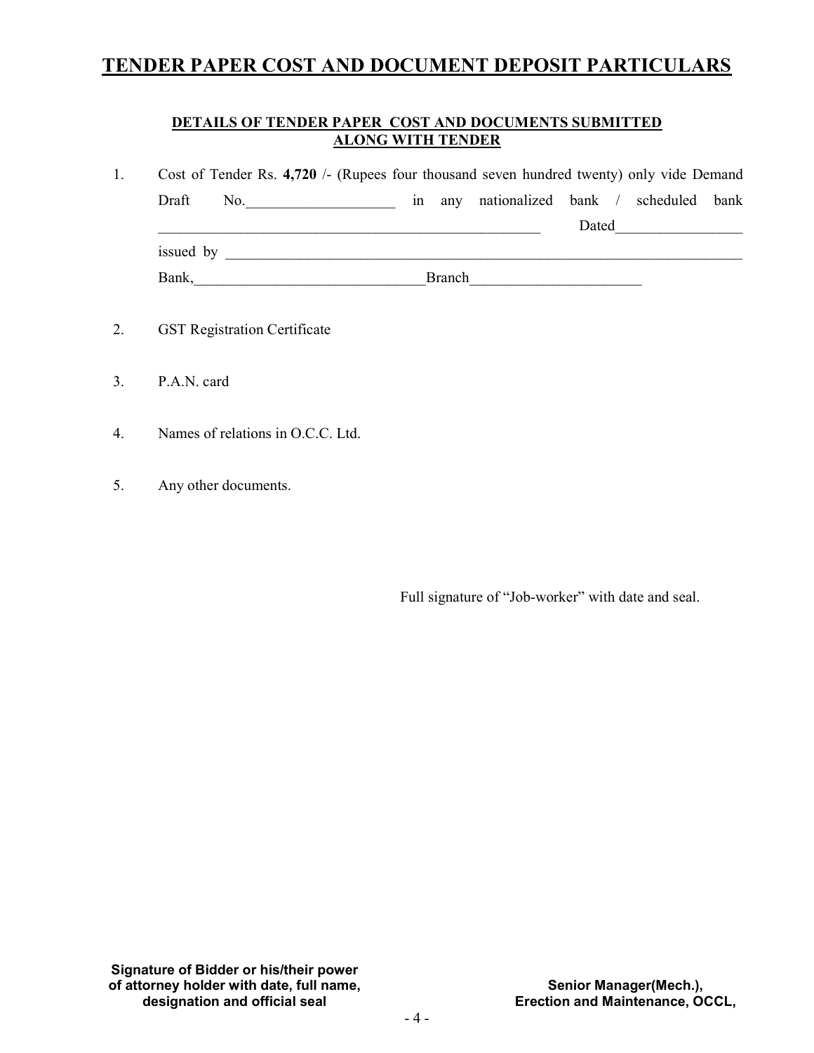# TENDER PAPER COST AND DOCUMENT DEPOSIT PARTICULARS

**DETAILS OF TENDER PAPER COST AND DOCUMENTS SUBMITTED ALONG WITH TENDER**

1. Cost of Tender Rs. **4,720** /- (Rupees four thousand seven hundred twenty) only vide Demand Draft No.____________________ in any nationalized bank / scheduled bank ______________________________________________________ Dated_________________ issued by __________________________________________________________________________ Bank,______________________________Branch______________________

2. GST Registration Certificate

3. P.A.N. card

4. Names of relations in O.C.C. Ltd.

5. Any other documents.

Full signature of "Job-worker" with date and seal.

**Signature of Bidder or his/their power of attorney holder with date, full name, designation and official seal**

**Senior Manager(Mech.), Erection and Maintenance, OCCL,**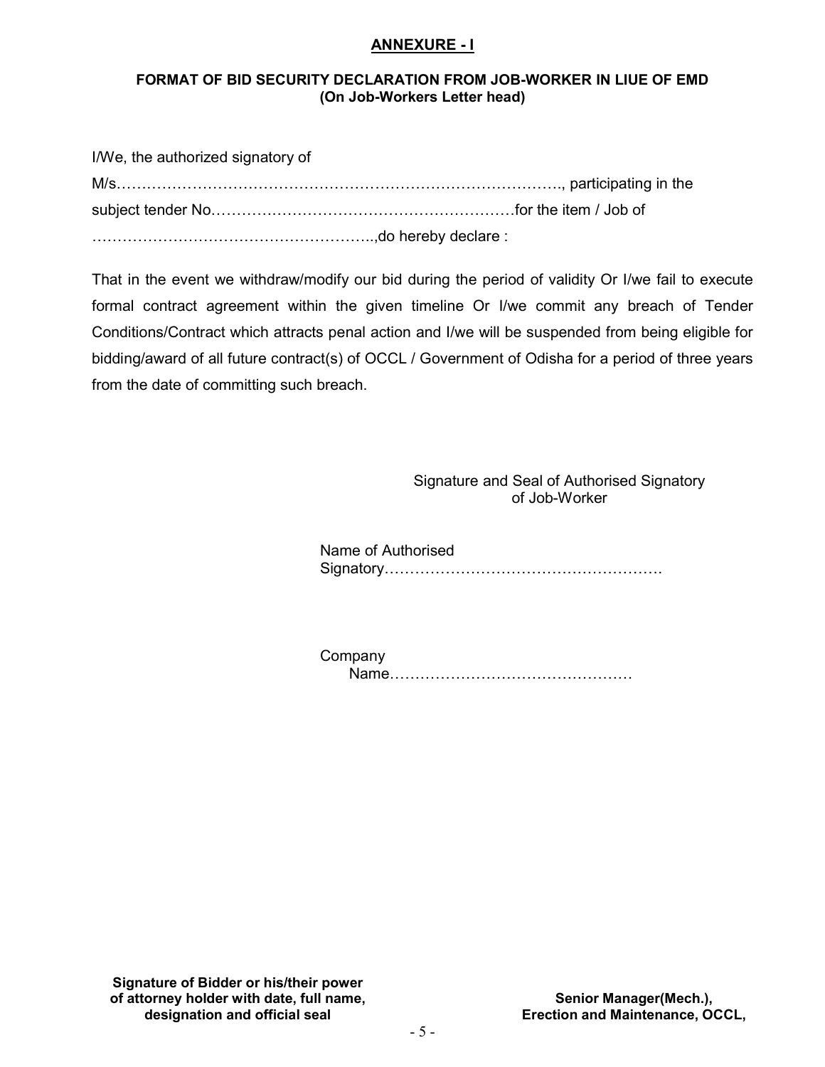## ANNEXURE - I

**FORMAT OF BID SECURITY DECLARATION FROM JOB-WORKER IN LIUE OF EMD (On Job-Workers Letter head)**

I/We, the authorized signatory of M/s………………………………………………………………………………., participating in the subject tender No………………………………………………….for the item / Job of ………………………………………………..,do hereby declare :

That in the event we withdraw/modify our bid during the period of validity Or I/we fail to execute formal contract agreement within the given timeline Or I/we commit any breach of Tender Conditions/Contract which attracts penal action and I/we will be suspended from being eligible for bidding/award of all future contract(s) of OCCL / Government of Odisha for a period of three years from the date of committing such breach.

Signature and Seal of Authorised Signatory of Job-Worker

Name of Authorised Signatory……………………………………………….

Company Name…………………………………………

**Signature of Bidder or his/their power of attorney holder with date, full name, designation and official seal**

**Senior Manager(Mech.), Erection and Maintenance, OCCL,**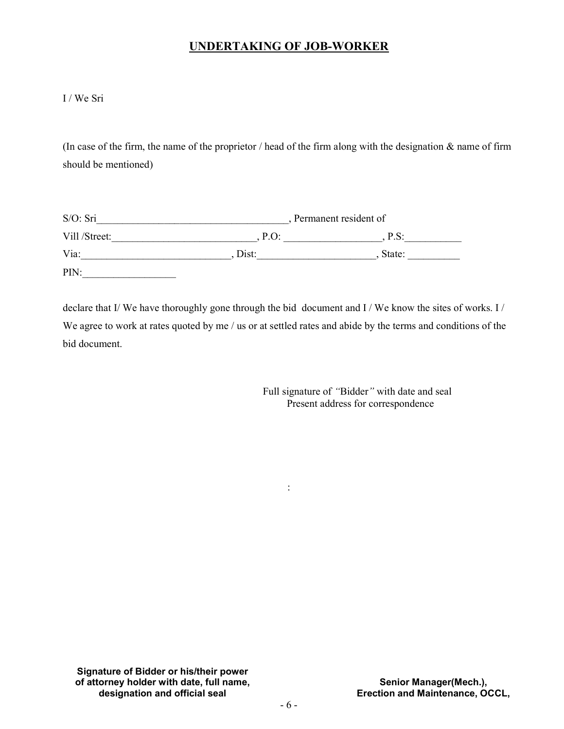## UNDERTAKING OF JOB-WORKER

I / We Sri

(In case of the firm, the name of the proprietor / head of the firm along with the designation & name of firm should be mentioned)

S/O: Sri_____________________________________, Permanent resident of
Vill /Street:___________________________, P.O: __________________, P.S:__________
Via:____________________________, Dist:______________________, State: __________
PIN:__________________

declare that I/ We have thoroughly gone through the bid document and I / We know the sites of works. I / We agree to work at rates quoted by me / us or at settled rates and abide by the terms and conditions of the bid document.

Full signature of *"*Bidder*"* with date and seal
Present address for correspondence

:

**Signature of Bidder or his/their power of attorney holder with date, full name, designation and official seal**

**Senior Manager(Mech.), Erection and Maintenance, OCCL,**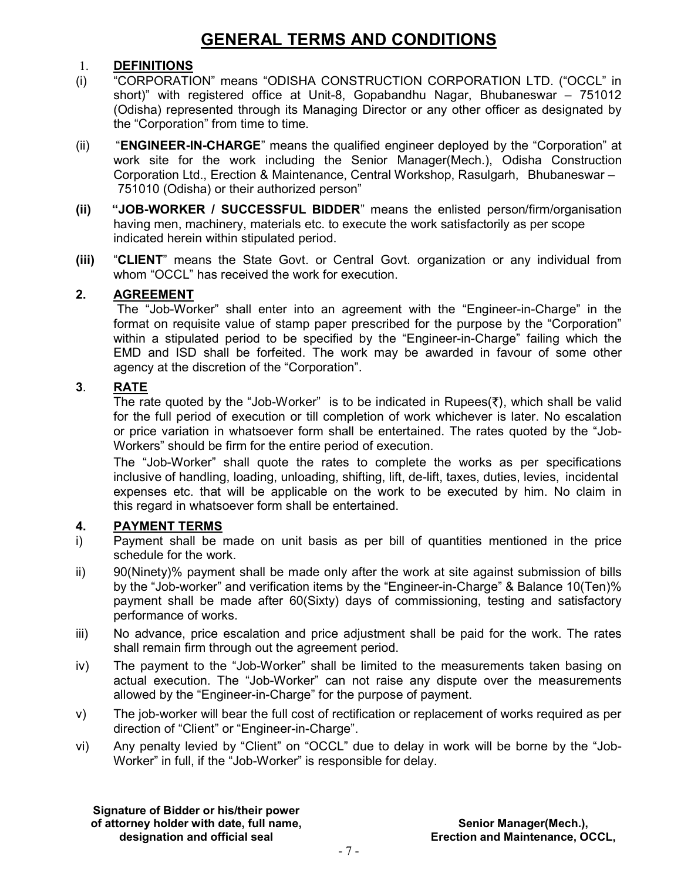# GENERAL TERMS AND CONDITIONS

## 1. DEFINITIONS

(i) "CORPORATION" means "ODISHA CONSTRUCTION CORPORATION LTD. ("OCCL" in short)" with registered office at Unit-8, Gopabandhu Nagar, Bhubaneswar – 751012 (Odisha) represented through its Managing Director or any other officer as designated by the "Corporation" from time to time.

(ii) "**ENGINEER-IN-CHARGE**" means the qualified engineer deployed by the "Corporation" at work site for the work including the Senior Manager(Mech.), Odisha Construction Corporation Ltd., Erection & Maintenance, Central Workshop, Rasulgarh, Bhubaneswar – 751010 (Odisha) or their authorized person"

**(ii)** **"JOB-WORKER / SUCCESSFUL BIDDER**" means the enlisted person/firm/organisation having men, machinery, materials etc. to execute the work satisfactorily as per scope indicated herein within stipulated period.

**(iii)** "**CLIENT**" means the State Govt. or Central Govt. organization or any individual from whom "OCCL" has received the work for execution.

## 2. AGREEMENT

The "Job-Worker" shall enter into an agreement with the "Engineer-in-Charge" in the format on requisite value of stamp paper prescribed for the purpose by the "Corporation" within a stipulated period to be specified by the "Engineer-in-Charge" failing which the EMD and ISD shall be forfeited. The work may be awarded in favour of some other agency at the discretion of the "Corporation".

## 3. RATE

The rate quoted by the "Job-Worker" is to be indicated in Rupees(₹), which shall be valid for the full period of execution or till completion of work whichever is later. No escalation or price variation in whatsoever form shall be entertained. The rates quoted by the "Job-Workers" should be firm for the entire period of execution.

The "Job-Worker" shall quote the rates to complete the works as per specifications inclusive of handling, loading, unloading, shifting, lift, de-lift, taxes, duties, levies, incidental expenses etc. that will be applicable on the work to be executed by him. No claim in this regard in whatsoever form shall be entertained.

## 4. PAYMENT TERMS

i) Payment shall be made on unit basis as per bill of quantities mentioned in the price schedule for the work.

ii) 90(Ninety)% payment shall be made only after the work at site against submission of bills by the "Job-worker" and verification items by the "Engineer-in-Charge" & Balance 10(Ten)% payment shall be made after 60(Sixty) days of commissioning, testing and satisfactory performance of works.

iii) No advance, price escalation and price adjustment shall be paid for the work. The rates shall remain firm through out the agreement period.

iv) The payment to the "Job-Worker" shall be limited to the measurements taken basing on actual execution. The "Job-Worker" can not raise any dispute over the measurements allowed by the "Engineer-in-Charge" for the purpose of payment.

v) The job-worker will bear the full cost of rectification or replacement of works required as per direction of "Client" or "Engineer-in-Charge".

vi) Any penalty levied by "Client" on "OCCL" due to delay in work will be borne by the "Job-Worker" in full, if the "Job-Worker" is responsible for delay.

**Signature of Bidder or his/their power of attorney holder with date, full name, designation and official seal**

**Senior Manager(Mech.), Erection and Maintenance, OCCL,**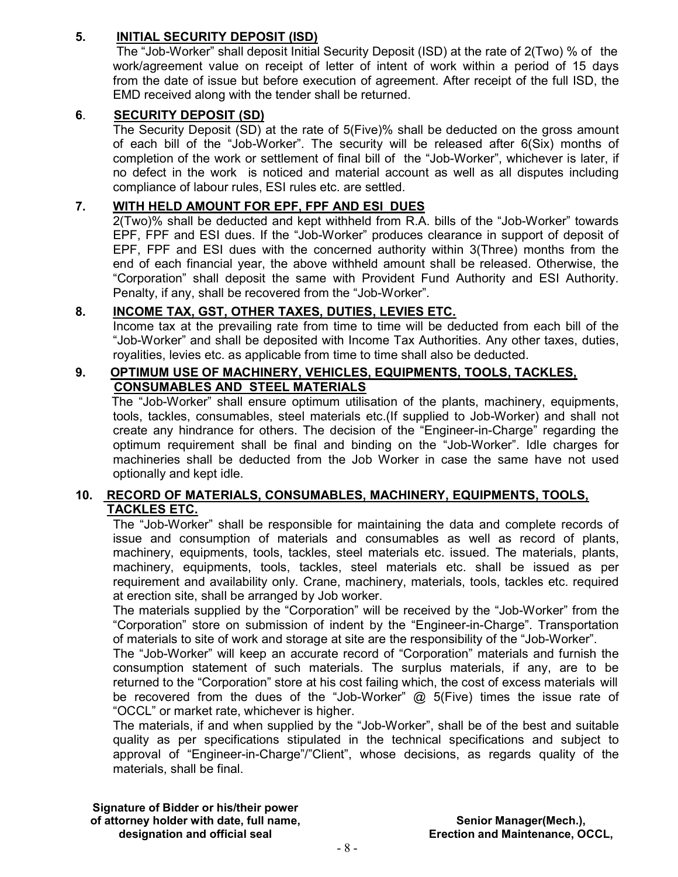## 5. INITIAL SECURITY DEPOSIT (ISD)

The "Job-Worker" shall deposit Initial Security Deposit (ISD) at the rate of 2(Two) % of the work/agreement value on receipt of letter of intent of work within a period of 15 days from the date of issue but before execution of agreement. After receipt of the full ISD, the EMD received along with the tender shall be returned.

## 6. SECURITY DEPOSIT (SD)

The Security Deposit (SD) at the rate of 5(Five)% shall be deducted on the gross amount of each bill of the "Job-Worker". The security will be released after 6(Six) months of completion of the work or settlement of final bill of the "Job-Worker", whichever is later, if no defect in the work is noticed and material account as well as all disputes including compliance of labour rules, ESI rules etc. are settled.

## 7. WITH HELD AMOUNT FOR EPF, FPF AND ESI DUES

2(Two)% shall be deducted and kept withheld from R.A. bills of the "Job-Worker" towards EPF, FPF and ESI dues. If the "Job-Worker" produces clearance in support of deposit of EPF, FPF and ESI dues with the concerned authority within 3(Three) months from the end of each financial year, the above withheld amount shall be released. Otherwise, the "Corporation" shall deposit the same with Provident Fund Authority and ESI Authority. Penalty, if any, shall be recovered from the "Job-Worker".

## 8. INCOME TAX, GST, OTHER TAXES, DUTIES, LEVIES ETC.

Income tax at the prevailing rate from time to time will be deducted from each bill of the "Job-Worker" and shall be deposited with Income Tax Authorities. Any other taxes, duties, royalities, levies etc. as applicable from time to time shall also be deducted.

## 9. OPTIMUM USE OF MACHINERY, VEHICLES, EQUIPMENTS, TOOLS, TACKLES, CONSUMABLES AND STEEL MATERIALS

The "Job-Worker" shall ensure optimum utilisation of the plants, machinery, equipments, tools, tackles, consumables, steel materials etc.(If supplied to Job-Worker) and shall not create any hindrance for others. The decision of the "Engineer-in-Charge" regarding the optimum requirement shall be final and binding on the "Job-Worker". Idle charges for machineries shall be deducted from the Job Worker in case the same have not used optionally and kept idle.

## 10. RECORD OF MATERIALS, CONSUMABLES, MACHINERY, EQUIPMENTS, TOOLS, TACKLES ETC.

The "Job-Worker" shall be responsible for maintaining the data and complete records of issue and consumption of materials and consumables as well as record of plants, machinery, equipments, tools, tackles, steel materials etc. issued. The materials, plants, machinery, equipments, tools, tackles, steel materials etc. shall be issued as per requirement and availability only. Crane, machinery, materials, tools, tackles etc. required at erection site, shall be arranged by Job worker.

The materials supplied by the "Corporation" will be received by the "Job-Worker" from the "Corporation" store on submission of indent by the "Engineer-in-Charge". Transportation of materials to site of work and storage at site are the responsibility of the "Job-Worker".

The "Job-Worker" will keep an accurate record of "Corporation" materials and furnish the consumption statement of such materials. The surplus materials, if any, are to be returned to the "Corporation" store at his cost failing which, the cost of excess materials will be recovered from the dues of the "Job-Worker" @ 5(Five) times the issue rate of "OCCL" or market rate, whichever is higher.

The materials, if and when supplied by the "Job-Worker", shall be of the best and suitable quality as per specifications stipulated in the technical specifications and subject to approval of "Engineer-in-Charge"/"Client", whose decisions, as regards quality of the materials, shall be final.

**Signature of Bidder or his/their power of attorney holder with date, full name, designation and official seal**

**Senior Manager(Mech.), Erection and Maintenance, OCCL,**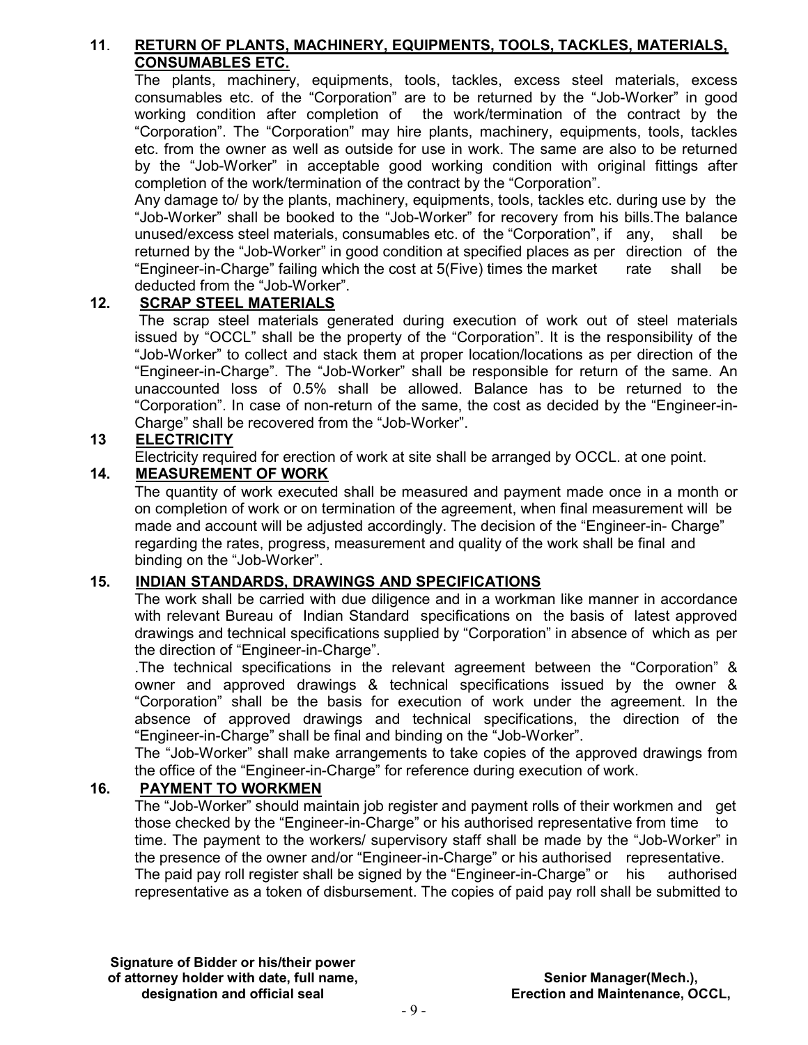**11. RETURN OF PLANTS, MACHINERY, EQUIPMENTS, TOOLS, TACKLES, MATERIALS, CONSUMABLES ETC.**

The plants, machinery, equipments, tools, tackles, excess steel materials, excess consumables etc. of the "Corporation" are to be returned by the "Job-Worker" in good working condition after completion of the work/termination of the contract by the "Corporation". The "Corporation" may hire plants, machinery, equipments, tools, tackles etc. from the owner as well as outside for use in work. The same are also to be returned by the "Job-Worker" in acceptable good working condition with original fittings after completion of the work/termination of the contract by the "Corporation".

Any damage to/ by the plants, machinery, equipments, tools, tackles etc. during use by the "Job-Worker" shall be booked to the "Job-Worker" for recovery from his bills.The balance unused/excess steel materials, consumables etc. of the "Corporation", if any, shall be returned by the "Job-Worker" in good condition at specified places as per direction of the "Engineer-in-Charge" failing which the cost at 5(Five) times the market rate shall be deducted from the "Job-Worker".

**12. SCRAP STEEL MATERIALS**

The scrap steel materials generated during execution of work out of steel materials issued by "OCCL" shall be the property of the "Corporation". It is the responsibility of the "Job-Worker" to collect and stack them at proper location/locations as per direction of the "Engineer-in-Charge". The "Job-Worker" shall be responsible for return of the same. An unaccounted loss of 0.5% shall be allowed. Balance has to be returned to the "Corporation". In case of non-return of the same, the cost as decided by the "Engineer-in-Charge" shall be recovered from the "Job-Worker".

**13 ELECTRICITY**

Electricity required for erection of work at site shall be arranged by OCCL. at one point.

**14. MEASUREMENT OF WORK**

The quantity of work executed shall be measured and payment made once in a month or on completion of work or on termination of the agreement, when final measurement will be made and account will be adjusted accordingly. The decision of the "Engineer-in- Charge" regarding the rates, progress, measurement and quality of the work shall be final and binding on the "Job-Worker".

**15. INDIAN STANDARDS, DRAWINGS AND SPECIFICATIONS**

The work shall be carried with due diligence and in a workman like manner in accordance with relevant Bureau of Indian Standard specifications on the basis of latest approved drawings and technical specifications supplied by "Corporation" in absence of which as per the direction of "Engineer-in-Charge".

.The technical specifications in the relevant agreement between the "Corporation" & owner and approved drawings & technical specifications issued by the owner & "Corporation" shall be the basis for execution of work under the agreement. In the absence of approved drawings and technical specifications, the direction of the "Engineer-in-Charge" shall be final and binding on the "Job-Worker".

The "Job-Worker" shall make arrangements to take copies of the approved drawings from the office of the "Engineer-in-Charge" for reference during execution of work.

**16. PAYMENT TO WORKMEN**

The "Job-Worker" should maintain job register and payment rolls of their workmen and get those checked by the "Engineer-in-Charge" or his authorised representative from time to time. The payment to the workers/ supervisory staff shall be made by the "Job-Worker" in the presence of the owner and/or "Engineer-in-Charge" or his authorised representative. The paid pay roll register shall be signed by the "Engineer-in-Charge" or his authorised representative as a token of disbursement. The copies of paid pay roll shall be submitted to

**Signature of Bidder or his/their power of attorney holder with date, full name, designation and official seal**

**Senior Manager(Mech.), Erection and Maintenance, OCCL,**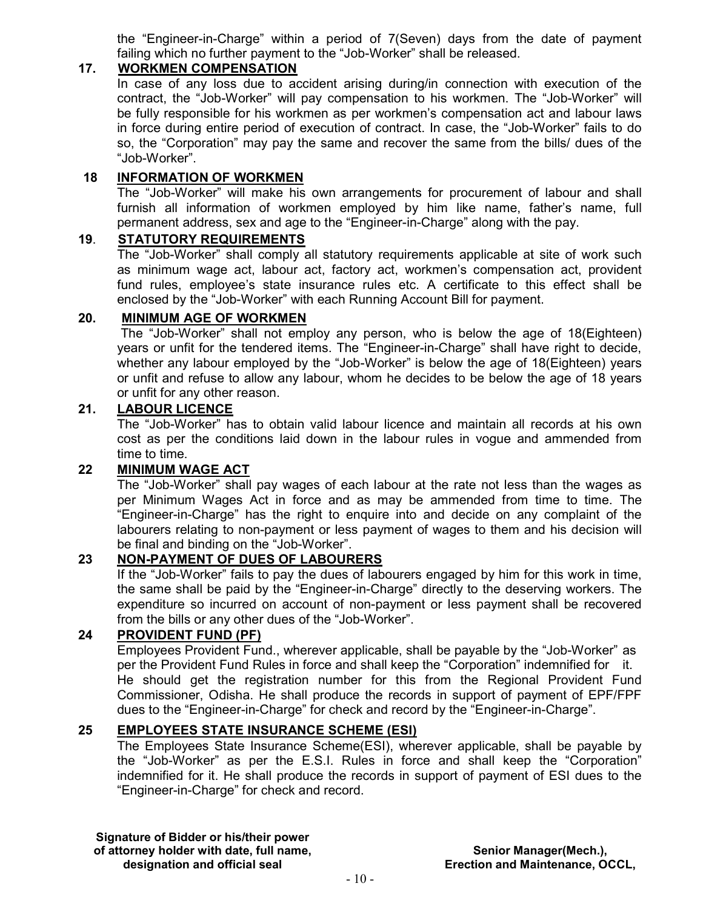the "Engineer-in-Charge" within a period of 7(Seven) days from the date of payment failing which no further payment to the "Job-Worker" shall be released.

**17. WORKMEN COMPENSATION**

In case of any loss due to accident arising during/in connection with execution of the contract, the "Job-Worker" will pay compensation to his workmen. The "Job-Worker" will be fully responsible for his workmen as per workmen's compensation act and labour laws in force during entire period of execution of contract. In case, the "Job-Worker" fails to do so, the "Corporation" may pay the same and recover the same from the bills/ dues of the "Job-Worker".

**18 INFORMATION OF WORKMEN**

The "Job-Worker" will make his own arrangements for procurement of labour and shall furnish all information of workmen employed by him like name, father's name, full permanent address, sex and age to the "Engineer-in-Charge" along with the pay.

**19. STATUTORY REQUIREMENTS**

The "Job-Worker" shall comply all statutory requirements applicable at site of work such as minimum wage act, labour act, factory act, workmen's compensation act, provident fund rules, employee's state insurance rules etc. A certificate to this effect shall be enclosed by the "Job-Worker" with each Running Account Bill for payment.

**20. MINIMUM AGE OF WORKMEN**

The "Job-Worker" shall not employ any person, who is below the age of 18(Eighteen) years or unfit for the tendered items. The "Engineer-in-Charge" shall have right to decide, whether any labour employed by the "Job-Worker" is below the age of 18(Eighteen) years or unfit and refuse to allow any labour, whom he decides to be below the age of 18 years or unfit for any other reason.

**21. LABOUR LICENCE**

The "Job-Worker" has to obtain valid labour licence and maintain all records at his own cost as per the conditions laid down in the labour rules in vogue and ammended from time to time.

**22 MINIMUM WAGE ACT**

The "Job-Worker" shall pay wages of each labour at the rate not less than the wages as per Minimum Wages Act in force and as may be ammended from time to time. The "Engineer-in-Charge" has the right to enquire into and decide on any complaint of the labourers relating to non-payment or less payment of wages to them and his decision will be final and binding on the "Job-Worker".

**23 NON-PAYMENT OF DUES OF LABOURERS**

If the "Job-Worker" fails to pay the dues of labourers engaged by him for this work in time, the same shall be paid by the "Engineer-in-Charge" directly to the deserving workers. The expenditure so incurred on account of non-payment or less payment shall be recovered from the bills or any other dues of the "Job-Worker".

**24 PROVIDENT FUND (PF)**

Employees Provident Fund., wherever applicable, shall be payable by the "Job-Worker" as per the Provident Fund Rules in force and shall keep the "Corporation" indemnified for it. He should get the registration number for this from the Regional Provident Fund Commissioner, Odisha. He shall produce the records in support of payment of EPF/FPF dues to the "Engineer-in-Charge" for check and record by the "Engineer-in-Charge".

**25 EMPLOYEES STATE INSURANCE SCHEME (ESI)**

The Employees State Insurance Scheme(ESI), wherever applicable, shall be payable by the "Job-Worker" as per the E.S.I. Rules in force and shall keep the "Corporation" indemnified for it. He shall produce the records in support of payment of ESI dues to the "Engineer-in-Charge" for check and record.

**Signature of Bidder or his/their power of attorney holder with date, full name, designation and official seal**

**Senior Manager(Mech.), Erection and Maintenance, OCCL,**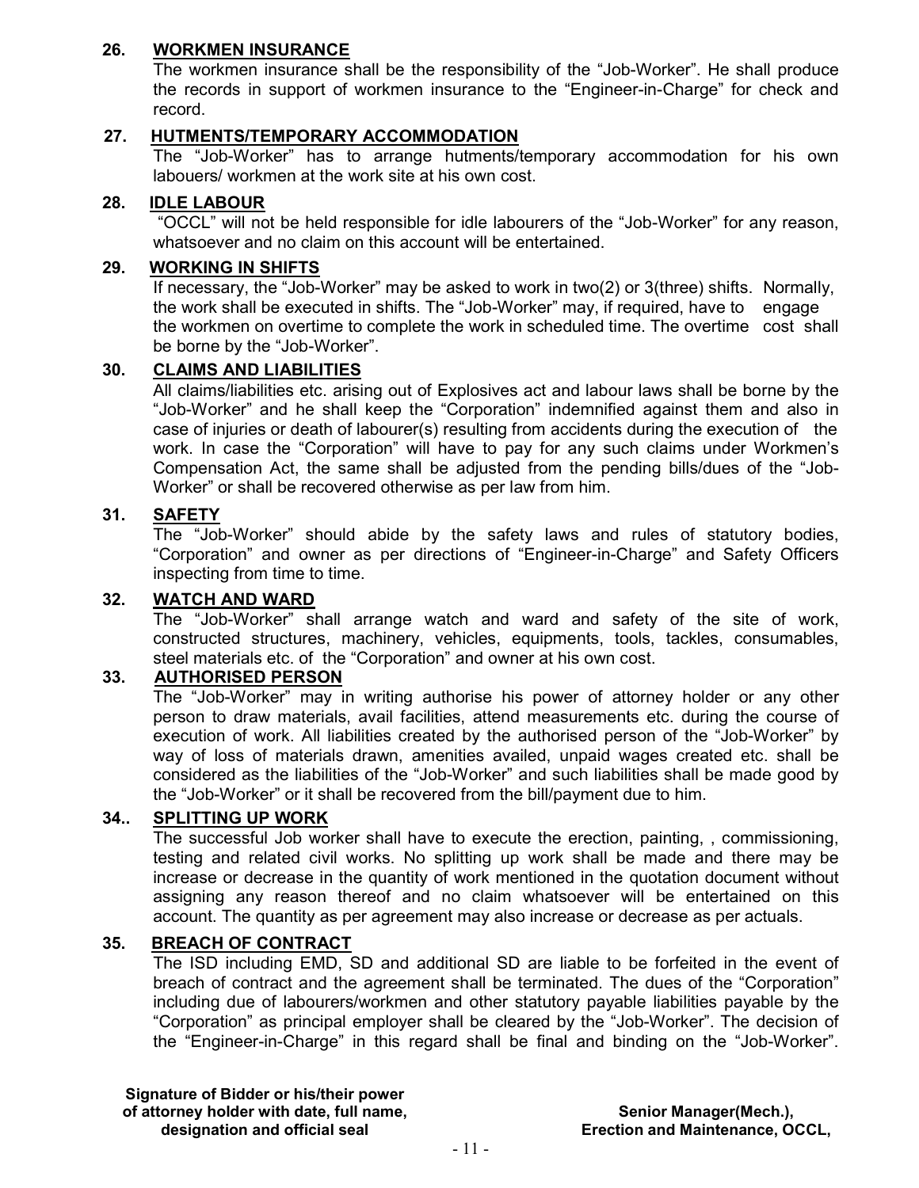**26. WORKMEN INSURANCE**

The workmen insurance shall be the responsibility of the "Job-Worker". He shall produce the records in support of workmen insurance to the "Engineer-in-Charge" for check and record.

**27. HUTMENTS/TEMPORARY ACCOMMODATION**

The "Job-Worker" has to arrange hutments/temporary accommodation for his own labouers/ workmen at the work site at his own cost.

**28. IDLE LABOUR**

"OCCL" will not be held responsible for idle labourers of the "Job-Worker" for any reason, whatsoever and no claim on this account will be entertained.

**29. WORKING IN SHIFTS**

If necessary, the "Job-Worker" may be asked to work in two(2) or 3(three) shifts. Normally, the work shall be executed in shifts. The "Job-Worker" may, if required, have to engage the workmen on overtime to complete the work in scheduled time. The overtime cost shall be borne by the "Job-Worker".

**30. CLAIMS AND LIABILITIES**

All claims/liabilities etc. arising out of Explosives act and labour laws shall be borne by the "Job-Worker" and he shall keep the "Corporation" indemnified against them and also in case of injuries or death of labourer(s) resulting from accidents during the execution of the work. In case the "Corporation" will have to pay for any such claims under Workmen's Compensation Act, the same shall be adjusted from the pending bills/dues of the "Job-Worker" or shall be recovered otherwise as per law from him.

**31. SAFETY**

The "Job-Worker" should abide by the safety laws and rules of statutory bodies, "Corporation" and owner as per directions of "Engineer-in-Charge" and Safety Officers inspecting from time to time.

**32. WATCH AND WARD**

The "Job-Worker" shall arrange watch and ward and safety of the site of work, constructed structures, machinery, vehicles, equipments, tools, tackles, consumables, steel materials etc. of the "Corporation" and owner at his own cost.

**33. AUTHORISED PERSON**

The "Job-Worker" may in writing authorise his power of attorney holder or any other person to draw materials, avail facilities, attend measurements etc. during the course of execution of work. All liabilities created by the authorised person of the "Job-Worker" by way of loss of materials drawn, amenities availed, unpaid wages created etc. shall be considered as the liabilities of the "Job-Worker" and such liabilities shall be made good by the "Job-Worker" or it shall be recovered from the bill/payment due to him.

**34.. SPLITTING UP WORK**

The successful Job worker shall have to execute the erection, painting, , commissioning, testing and related civil works. No splitting up work shall be made and there may be increase or decrease in the quantity of work mentioned in the quotation document without assigning any reason thereof and no claim whatsoever will be entertained on this account. The quantity as per agreement may also increase or decrease as per actuals.

**35. BREACH OF CONTRACT**

The ISD including EMD, SD and additional SD are liable to be forfeited in the event of breach of contract and the agreement shall be terminated. The dues of the "Corporation" including due of labourers/workmen and other statutory payable liabilities payable by the "Corporation" as principal employer shall be cleared by the "Job-Worker". The decision of the "Engineer-in-Charge" in this regard shall be final and binding on the "Job-Worker".

**Signature of Bidder or his/their power of attorney holder with date, full name, designation and official seal**

**Senior Manager(Mech.), Erection and Maintenance, OCCL,**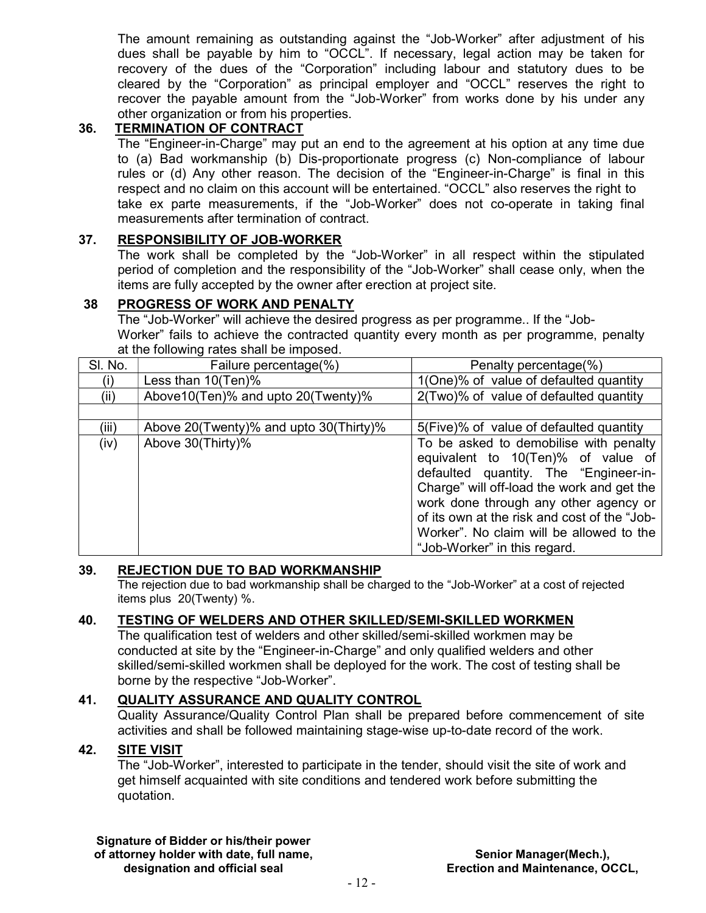The amount remaining as outstanding against the "Job-Worker" after adjustment of his dues shall be payable by him to "OCCL". If necessary, legal action may be taken for recovery of the dues of the "Corporation" including labour and statutory dues to be cleared by the "Corporation" as principal employer and "OCCL" reserves the right to recover the payable amount from the "Job-Worker" from works done by his under any other organization or from his properties.

**36. TERMINATION OF CONTRACT**

The "Engineer-in-Charge" may put an end to the agreement at his option at any time due to (a) Bad workmanship (b) Dis-proportionate progress (c) Non-compliance of labour rules or (d) Any other reason. The decision of the "Engineer-in-Charge" is final in this respect and no claim on this account will be entertained. "OCCL" also reserves the right to take ex parte measurements, if the "Job-Worker" does not co-operate in taking final measurements after termination of contract.

**37. RESPONSIBILITY OF JOB-WORKER**

The work shall be completed by the "Job-Worker" in all respect within the stipulated period of completion and the responsibility of the "Job-Worker" shall cease only, when the items are fully accepted by the owner after erection at project site.

**38 PROGRESS OF WORK AND PENALTY**

The "Job-Worker" will achieve the desired progress as per programme.. If the "Job-Worker" fails to achieve the contracted quantity every month as per programme, penalty at the following rates shall be imposed.

| Sl. No. | Failure percentage(%) | Penalty percentage(%) |
|---|---|---|
| (i) | Less than 10(Ten)% | 1(One)% of value of defaulted quantity |
| (ii) | Above10(Ten)% and upto 20(Twenty)% | 2(Two)% of value of defaulted quantity |
| | | |
| (iii) | Above 20(Twenty)% and upto 30(Thirty)% | 5(Five)% of value of defaulted quantity |
| (iv) | Above 30(Thirty)% | To be asked to demobilise with penalty equivalent to 10(Ten)% of value of defaulted quantity. The "Engineer-in-Charge" will off-load the work and get the work done through any other agency or of its own at the risk and cost of the "Job-Worker". No claim will be allowed to the "Job-Worker" in this regard. |

**39. REJECTION DUE TO BAD WORKMANSHIP**

The rejection due to bad workmanship shall be charged to the "Job-Worker" at a cost of rejected items plus 20(Twenty) %.

**40. TESTING OF WELDERS AND OTHER SKILLED/SEMI-SKILLED WORKMEN**

The qualification test of welders and other skilled/semi-skilled workmen may be conducted at site by the "Engineer-in-Charge" and only qualified welders and other skilled/semi-skilled workmen shall be deployed for the work. The cost of testing shall be borne by the respective "Job-Worker".

**41. QUALITY ASSURANCE AND QUALITY CONTROL**

Quality Assurance/Quality Control Plan shall be prepared before commencement of site activities and shall be followed maintaining stage-wise up-to-date record of the work.

**42. SITE VISIT**

The "Job-Worker", interested to participate in the tender, should visit the site of work and get himself acquainted with site conditions and tendered work before submitting the quotation.

**Signature of Bidder or his/their power of attorney holder with date, full name, designation and official seal**

**Senior Manager(Mech.), Erection and Maintenance, OCCL,**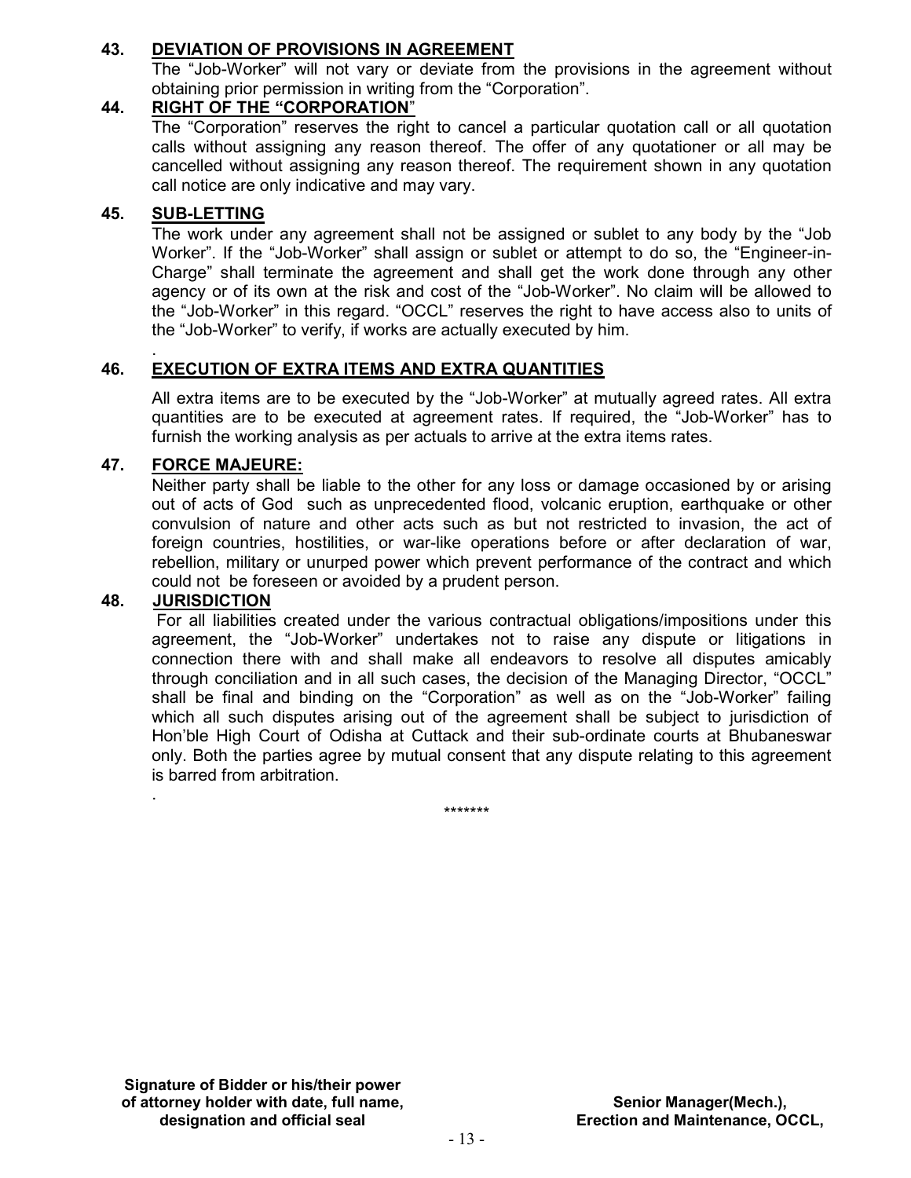**43. DEVIATION OF PROVISIONS IN AGREEMENT**

The "Job-Worker" will not vary or deviate from the provisions in the agreement without obtaining prior permission in writing from the "Corporation".

**44. RIGHT OF THE "CORPORATION"**

The "Corporation" reserves the right to cancel a particular quotation call or all quotation calls without assigning any reason thereof. The offer of any quotationer or all may be cancelled without assigning any reason thereof. The requirement shown in any quotation call notice are only indicative and may vary.

**45. SUB-LETTING**

The work under any agreement shall not be assigned or sublet to any body by the "Job Worker". If the "Job-Worker" shall assign or sublet or attempt to do so, the "Engineer-in-Charge" shall terminate the agreement and shall get the work done through any other agency or of its own at the risk and cost of the "Job-Worker". No claim will be allowed to the "Job-Worker" in this regard. "OCCL" reserves the right to have access also to units of the "Job-Worker" to verify, if works are actually executed by him.

.

**46. EXECUTION OF EXTRA ITEMS AND EXTRA QUANTITIES**

All extra items are to be executed by the "Job-Worker" at mutually agreed rates. All extra quantities are to be executed at agreement rates. If required, the "Job-Worker" has to furnish the working analysis as per actuals to arrive at the extra items rates.

**47. FORCE MAJEURE:**

Neither party shall be liable to the other for any loss or damage occasioned by or arising out of acts of God such as unprecedented flood, volcanic eruption, earthquake or other convulsion of nature and other acts such as but not restricted to invasion, the act of foreign countries, hostilities, or war-like operations before or after declaration of war, rebellion, military or unurped power which prevent performance of the contract and which could not be foreseen or avoided by a prudent person.

**48. JURISDICTION**

For all liabilities created under the various contractual obligations/impositions under this agreement, the "Job-Worker" undertakes not to raise any dispute or litigations in connection there with and shall make all endeavors to resolve all disputes amicably through conciliation and in all such cases, the decision of the Managing Director, "OCCL" shall be final and binding on the "Corporation" as well as on the "Job-Worker" failing which all such disputes arising out of the agreement shall be subject to jurisdiction of Hon'ble High Court of Odisha at Cuttack and their sub-ordinate courts at Bhubaneswar only. Both the parties agree by mutual consent that any dispute relating to this agreement is barred from arbitration.

.

*******

**Signature of Bidder or his/their power of attorney holder with date, full name, designation and official seal**

**Senior Manager(Mech.), Erection and Maintenance, OCCL,**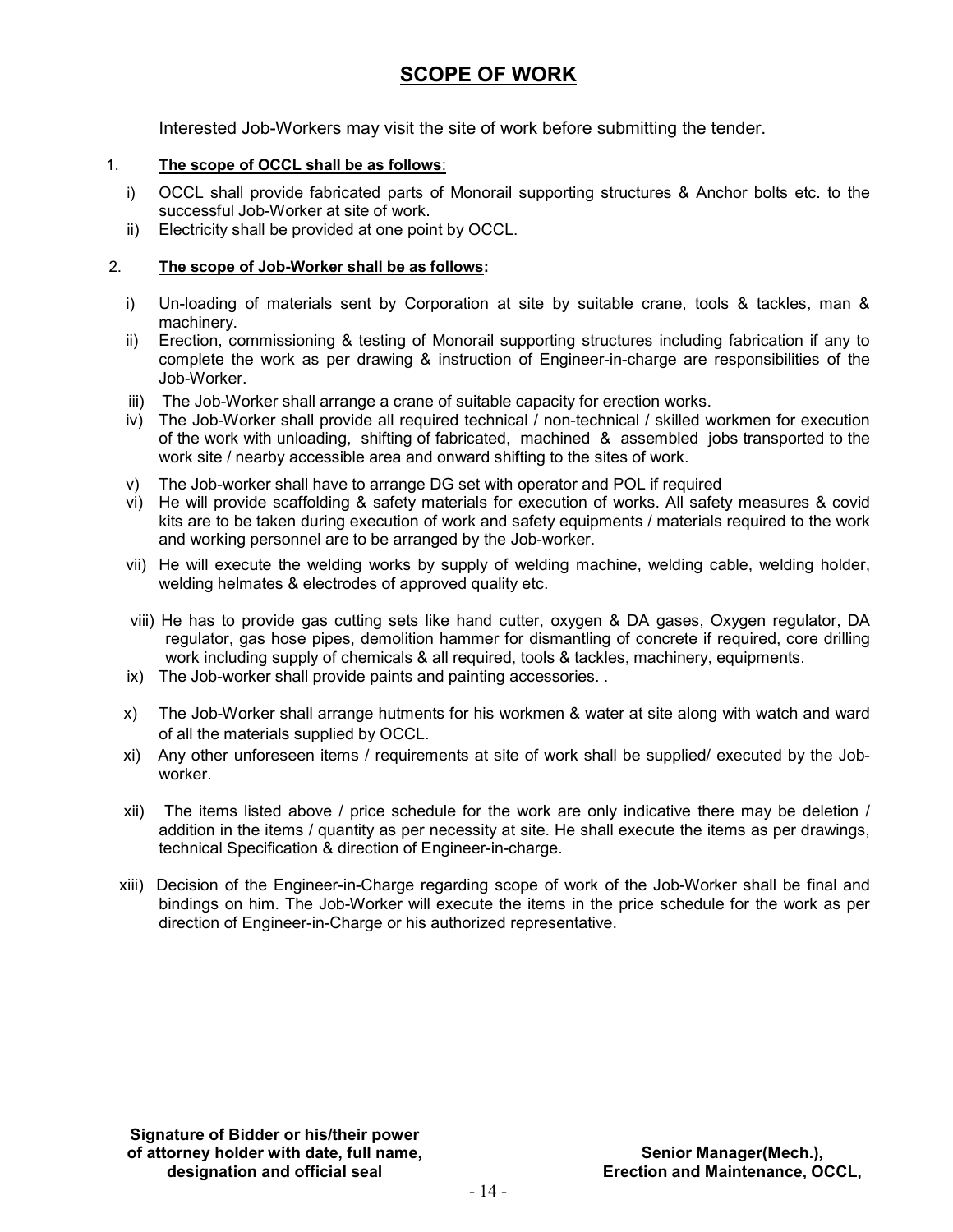## SCOPE OF WORK

Interested Job-Workers may visit the site of work before submitting the tender.

1. **The scope of OCCL shall be as follows**:

   i) OCCL shall provide fabricated parts of Monorail supporting structures & Anchor bolts etc. to the successful Job-Worker at site of work.

   ii) Electricity shall be provided at one point by OCCL.

2. **The scope of Job-Worker shall be as follows:**

   i) Un-loading of materials sent by Corporation at site by suitable crane, tools & tackles, man & machinery.

   ii) Erection, commissioning & testing of Monorail supporting structures including fabrication if any to complete the work as per drawing & instruction of Engineer-in-charge are responsibilities of the Job-Worker.

   iii) The Job-Worker shall arrange a crane of suitable capacity for erection works.

   iv) The Job-Worker shall provide all required technical / non-technical / skilled workmen for execution of the work with unloading, shifting of fabricated, machined & assembled jobs transported to the work site / nearby accessible area and onward shifting to the sites of work.

   v) The Job-worker shall have to arrange DG set with operator and POL if required

   vi) He will provide scaffolding & safety materials for execution of works. All safety measures & covid kits are to be taken during execution of work and safety equipments / materials required to the work and working personnel are to be arranged by the Job-worker.

   vii) He will execute the welding works by supply of welding machine, welding cable, welding holder, welding helmates & electrodes of approved quality etc.

   viii) He has to provide gas cutting sets like hand cutter, oxygen & DA gases, Oxygen regulator, DA regulator, gas hose pipes, demolition hammer for dismantling of concrete if required, core drilling work including supply of chemicals & all required, tools & tackles, machinery, equipments.

   ix) The Job-worker shall provide paints and painting accessories. .

   x) The Job-Worker shall arrange hutments for his workmen & water at site along with watch and ward of all the materials supplied by OCCL.

   xi) Any other unforeseen items / requirements at site of work shall be supplied/ executed by the Job-worker.

   xii) The items listed above / price schedule for the work are only indicative there may be deletion / addition in the items / quantity as per necessity at site. He shall execute the items as per drawings, technical Specification & direction of Engineer-in-charge.

   xiii) Decision of the Engineer-in-Charge regarding scope of work of the Job-Worker shall be final and bindings on him. The Job-Worker will execute the items in the price schedule for the work as per direction of Engineer-in-Charge or his authorized representative.

**Signature of Bidder or his/their power of attorney holder with date, full name, designation and official seal**

**Senior Manager(Mech.), Erection and Maintenance, OCCL,**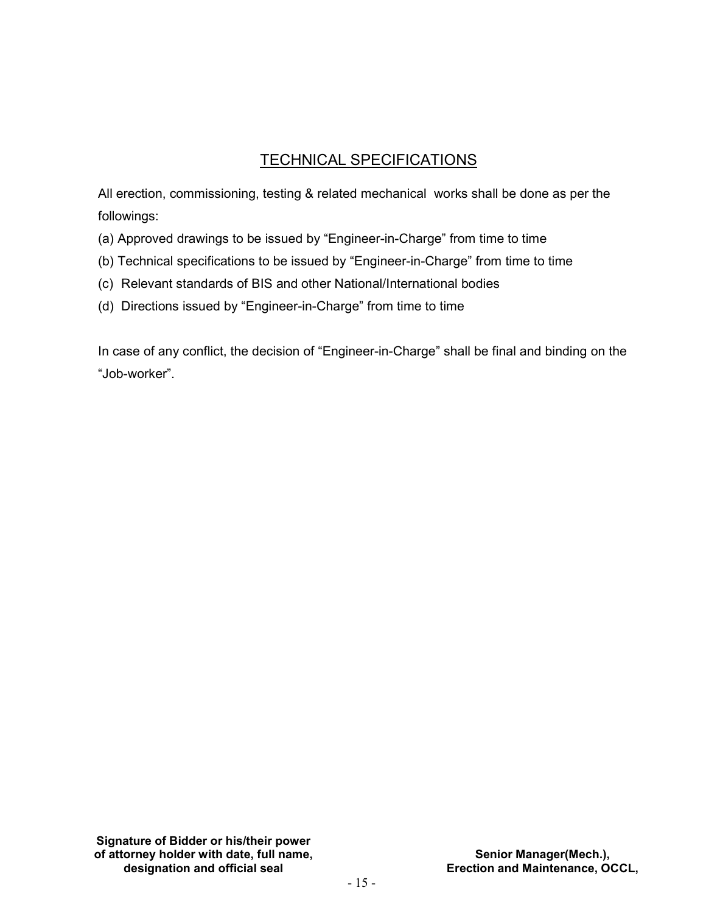## TECHNICAL SPECIFICATIONS

All erection, commissioning, testing & related mechanical works shall be done as per the followings:

(a) Approved drawings to be issued by "Engineer-in-Charge" from time to time

(b) Technical specifications to be issued by "Engineer-in-Charge" from time to time

(c) Relevant standards of BIS and other National/International bodies

(d) Directions issued by "Engineer-in-Charge" from time to time

In case of any conflict, the decision of "Engineer-in-Charge" shall be final and binding on the "Job-worker".

**Signature of Bidder or his/their power of attorney holder with date, full name, designation and official seal**

**Senior Manager(Mech.), Erection and Maintenance, OCCL,**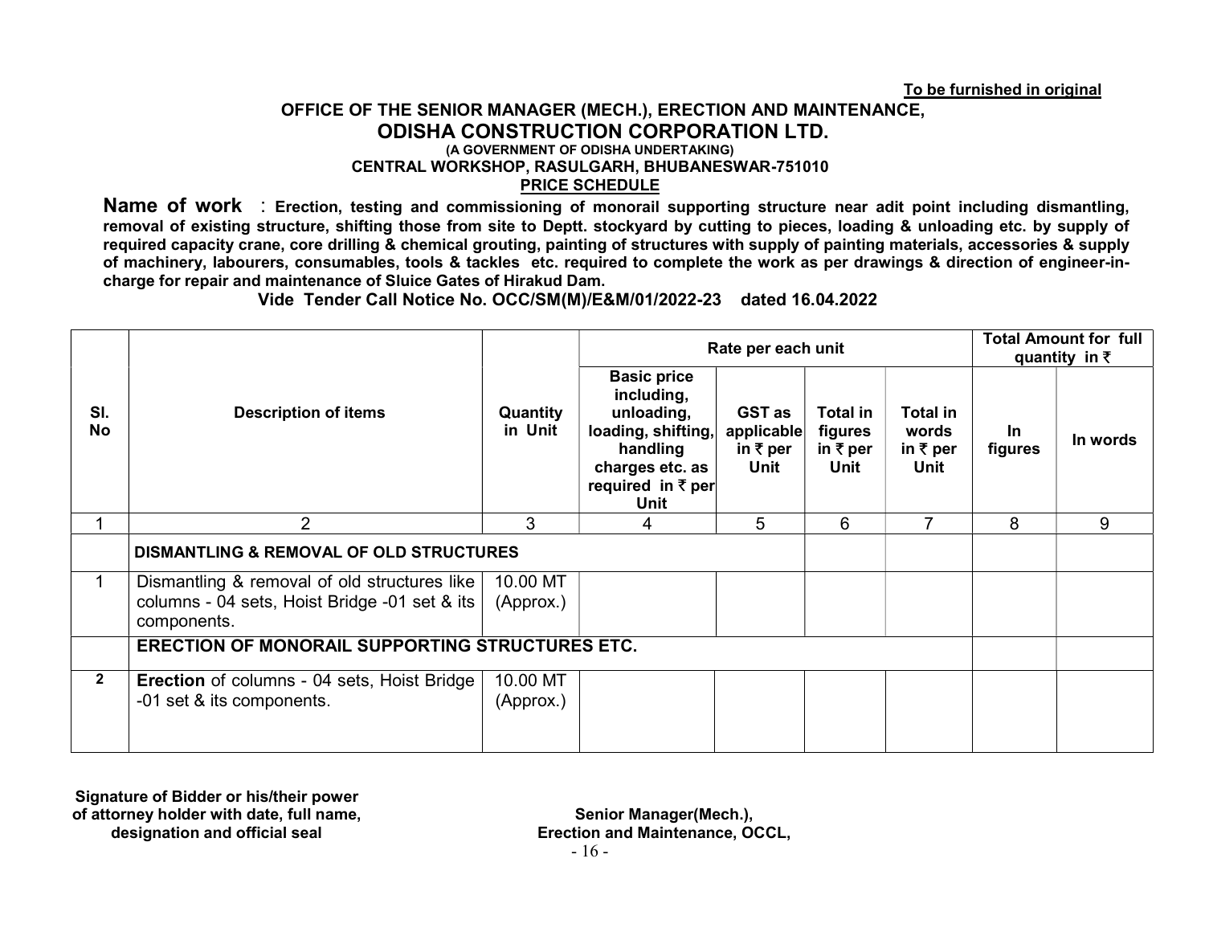To be furnished in original

**OFFICE OF THE SENIOR MANAGER (MECH.), ERECTION AND MAINTENANCE,**

# ODISHA CONSTRUCTION CORPORATION LTD.

**(A GOVERNMENT OF ODISHA UNDERTAKING)**

**CENTRAL WORKSHOP, RASULGARH, BHUBANESWAR-751010**

**PRICE SCHEDULE**

**Name of work** : **Erection, testing and commissioning of monorail supporting structure near adit point including dismantling, removal of existing structure, shifting those from site to Deptt. stockyard by cutting to pieces, loading & unloading etc. by supply of required capacity crane, core drilling & chemical grouting, painting of structures with supply of painting materials, accessories & supply of machinery, labourers, consumables, tools & tackles etc. required to complete the work as per drawings & direction of engineer-in-charge for repair and maintenance of Sluice Gates of Hirakud Dam.**

**Vide Tender Call Notice No. OCC/SM(M)/E&M/01/2022-23 dated 16.04.2022**

| Sl. No | Description of items | Quantity in Unit | Rate per each unit | | | | Total Amount for full quantity in ₹ | |
|---|---|---|---|---|---|---|---|---|
| | | | Basic price including, unloading, loading, shifting, handling charges etc. as required in ₹ per Unit | GST as applicable in ₹ per Unit | Total in figures in ₹ per Unit | Total in words in ₹ per Unit | In figures | In words |
| 1 | 2 | 3 | 4 | 5 | 6 | 7 | 8 | 9 |
| | **DISMANTLING & REMOVAL OF OLD STRUCTURES** | | | | | | | |
| 1 | Dismantling & removal of old structures like columns - 04 sets, Hoist Bridge -01 set & its components. | 10.00 MT (Approx.) | | | | | | |
| | **ERECTION OF MONORAIL SUPPORTING STRUCTURES ETC.** | | | | | | | |
| **2** | **Erection** of columns - 04 sets, Hoist Bridge -01 set & its components. | 10.00 MT (Approx.) | | | | | | |

**Signature of Bidder or his/their power of attorney holder with date, full name, designation and official seal**

**Senior Manager(Mech.), Erection and Maintenance, OCCL,**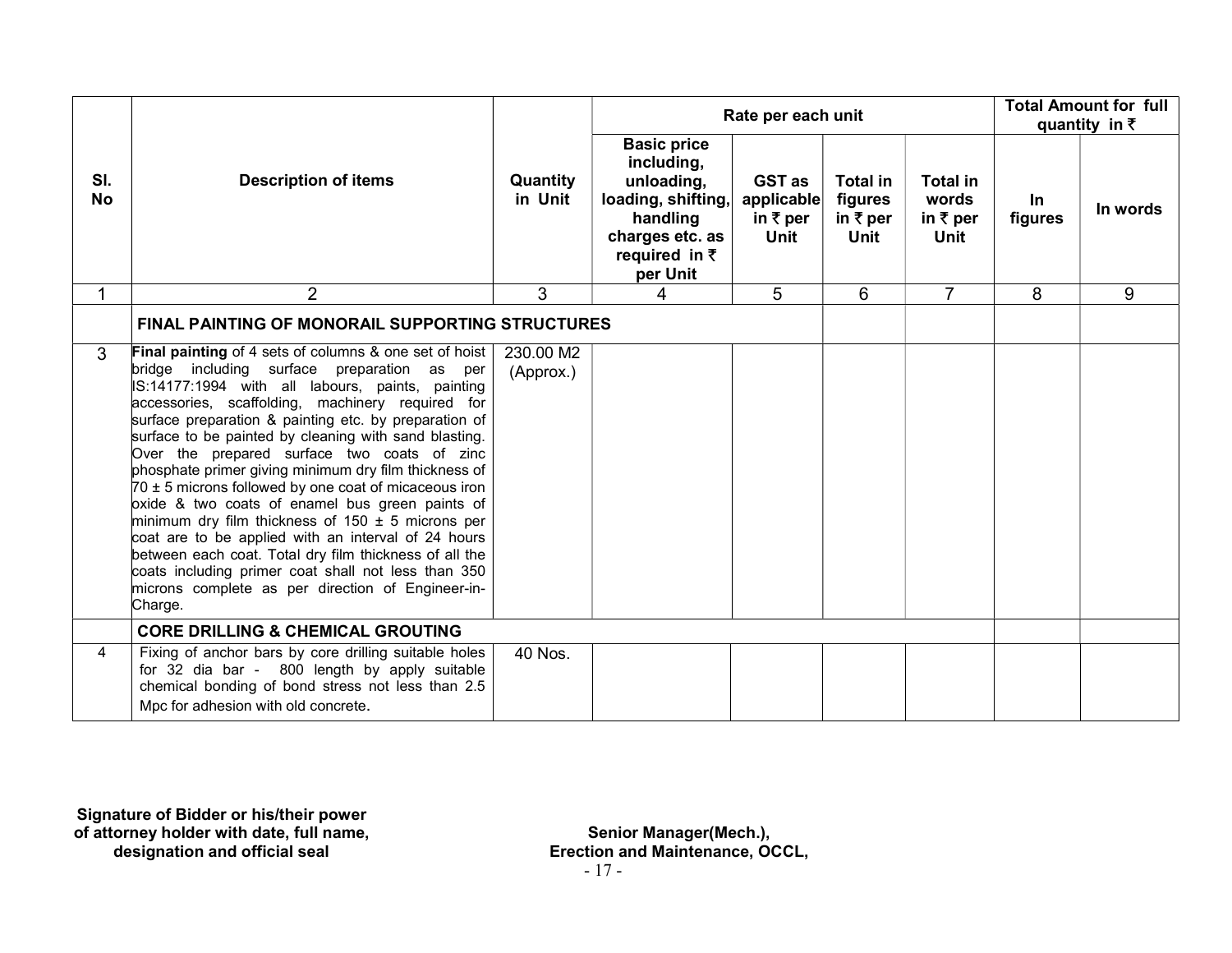| Sl. No | Description of items | Quantity in Unit | Rate per each unit | | | | Total Amount for full quantity in ₹ | |
|---|---|---|---|---|---|---|---|---|
| | | | Basic price including, unloading, loading, shifting, handling charges etc. as required in ₹ per Unit | GST as applicable in ₹ per Unit | Total in figures in ₹ per Unit | Total in words in ₹ per Unit | In figures | In words |
| 1 | 2 | 3 | 4 | 5 | 6 | 7 | 8 | 9 |
| | **FINAL PAINTING OF MONORAIL SUPPORTING STRUCTURES** | | | | | | | |
| 3 | **Final painting** of 4 sets of columns & one set of hoist bridge including surface preparation as per IS:14177:1994 with all labours, paints, painting accessories, scaffolding, machinery required for surface preparation & painting etc. by preparation of surface to be painted by cleaning with sand blasting. Over the prepared surface two coats of zinc phosphate primer giving minimum dry film thickness of 70 ± 5 microns followed by one coat of micaceous iron oxide & two coats of enamel bus green paints of minimum dry film thickness of 150 ± 5 microns per coat are to be applied with an interval of 24 hours between each coat. Total dry film thickness of all the coats including primer coat shall not less than 350 microns complete as per direction of Engineer-in-Charge. | 230.00 M2 (Approx.) | | | | | | |
| | **CORE DRILLING & CHEMICAL GROUTING** | | | | | | | |
| 4 | Fixing of anchor bars by core drilling suitable holes for 32 dia bar - 800 length by apply suitable chemical bonding of bond stress not less than 2.5 Mpc for adhesion with old concrete. | 40 Nos. | | | | | | |

**Signature of Bidder or his/their power of attorney holder with date, full name, designation and official seal**

**Senior Manager(Mech.), Erection and Maintenance, OCCL,**